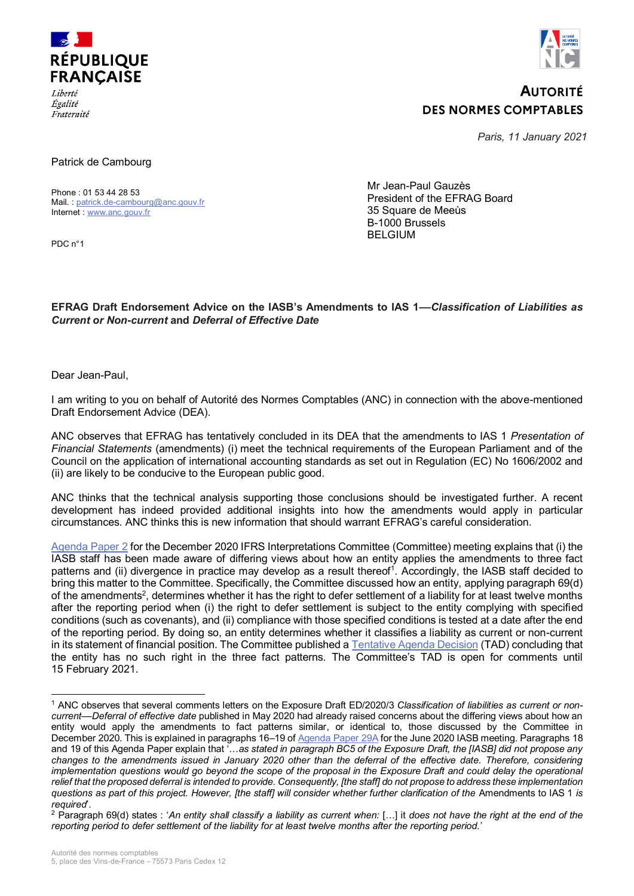**RÉPUBLIQUE FRANÇAISE**

*Liberté*
*Égalité*
*Fraternité*

**AUTORITÉ DES NORMES COMPTABLES**

*Paris, 11 January 2021*

Patrick de Cambourg

Phone : 01 53 44 28 53
Mail. : patrick.de-cambourg@anc.gouv.fr
Internet : www.anc.gouv.fr

PDC n°1

Mr Jean-Paul Gauzès
President of the EFRAG Board
35 Square de Meeùs
B-1000 Brussels
BELGIUM

**EFRAG Draft Endorsement Advice on the IASB's Amendments to IAS 1—*Classification of Liabilities as Current or Non-current* and *Deferral of Effective Date***

Dear Jean-Paul,

I am writing to you on behalf of Autorité des Normes Comptables (ANC) in connection with the above-mentioned Draft Endorsement Advice (DEA).

ANC observes that EFRAG has tentatively concluded in its DEA that the amendments to IAS 1 *Presentation of Financial Statements* (amendments) (i) meet the technical requirements of the European Parliament and of the Council on the application of international accounting standards as set out in Regulation (EC) No 1606/2002 and (ii) are likely to be conducive to the European public good.

ANC thinks that the technical analysis supporting those conclusions should be investigated further. A recent development has indeed provided additional insights into how the amendments would apply in particular circumstances. ANC thinks this is new information that should warrant EFRAG's careful consideration.

Agenda Paper 2 for the December 2020 IFRS Interpretations Committee (Committee) meeting explains that (i) the IASB staff has been made aware of differing views about how an entity applies the amendments to three fact patterns and (ii) divergence in practice may develop as a result thereof[1]. Accordingly, the IASB staff decided to bring this matter to the Committee. Specifically, the Committee discussed how an entity, applying paragraph 69(d) of the amendments[2], determines whether it has the right to defer settlement of a liability for at least twelve months after the reporting period when (i) the right to defer settlement is subject to the entity complying with specified conditions (such as covenants), and (ii) compliance with those specified conditions is tested at a date after the end of the reporting period. By doing so, an entity determines whether it classifies a liability as current or non-current in its statement of financial position. The Committee published a Tentative Agenda Decision (TAD) concluding that the entity has no such right in the three fact patterns. The Committee's TAD is open for comments until 15 February 2021.

[1] ANC observes that several comments letters on the Exposure Draft ED/2020/3 *Classification of liabilities as current or non-current—Deferral of effective date* published in May 2020 had already raised concerns about the differing views about how an entity would apply the amendments to fact patterns similar, or identical to, those discussed by the Committee in December 2020. This is explained in paragraphs 16–19 of Agenda Paper 29A for the June 2020 IASB meeting. Paragraphs 18 and 19 of this Agenda Paper explain that '*…as stated in paragraph BC5 of the Exposure Draft, the [IASB] did not propose any changes to the amendments issued in January 2020 other than the deferral of the effective date. Therefore, considering implementation questions would go beyond the scope of the proposal in the Exposure Draft and could delay the operational relief that the proposed deferral is intended to provide. Consequently, [the staff] do not propose to address these implementation questions as part of this project. However, [the staff] will consider whether further clarification of the* Amendments to IAS 1 *is required*'.

[2] Paragraph 69(d) states : '*An entity shall classify a liability as current when:* […] *it does not have the right at the end of the reporting period to defer settlement of the liability for at least twelve months after the reporting period.*'

Autorité des normes comptables
5, place des Vins-de-France – 75573 Paris Cedex 12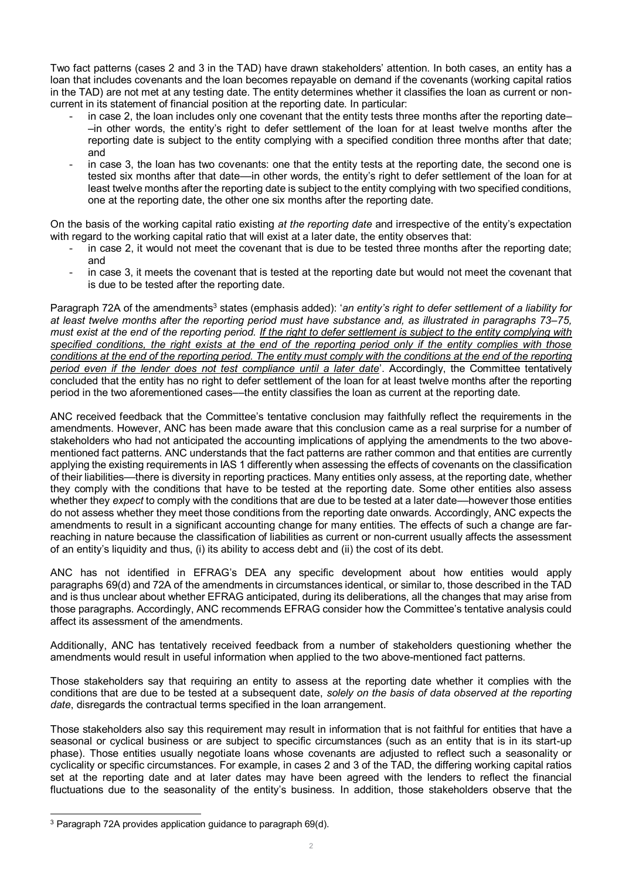Two fact patterns (cases 2 and 3 in the TAD) have drawn stakeholders' attention. In both cases, an entity has a loan that includes covenants and the loan becomes repayable on demand if the covenants (working capital ratios in the TAD) are not met at any testing date. The entity determines whether it classifies the loan as current or non-current in its statement of financial position at the reporting date. In particular:

- in case 2, the loan includes only one covenant that the entity tests three months after the reporting date––in other words, the entity's right to defer settlement of the loan for at least twelve months after the reporting date is subject to the entity complying with a specified condition three months after that date; and
- in case 3, the loan has two covenants: one that the entity tests at the reporting date, the second one is tested six months after that date—in other words, the entity's right to defer settlement of the loan for at least twelve months after the reporting date is subject to the entity complying with two specified conditions, one at the reporting date, the other one six months after the reporting date.

On the basis of the working capital ratio existing *at the reporting date* and irrespective of the entity's expectation with regard to the working capital ratio that will exist at a later date, the entity observes that:

- in case 2, it would not meet the covenant that is due to be tested three months after the reporting date; and
- in case 3, it meets the covenant that is tested at the reporting date but would not meet the covenant that is due to be tested after the reporting date.

Paragraph 72A of the amendments[3] states (emphasis added): '*an entity's right to defer settlement of a liability for at least twelve months after the reporting period must have substance and, as illustrated in paragraphs 73–75, must exist at the end of the reporting period. If the right to defer settlement is subject to the entity complying with specified conditions, the right exists at the end of the reporting period only if the entity complies with those conditions at the end of the reporting period. The entity must comply with the conditions at the end of the reporting period even if the lender does not test compliance until a later date*'. Accordingly, the Committee tentatively concluded that the entity has no right to defer settlement of the loan for at least twelve months after the reporting period in the two aforementioned cases—the entity classifies the loan as current at the reporting date.

ANC received feedback that the Committee's tentative conclusion may faithfully reflect the requirements in the amendments. However, ANC has been made aware that this conclusion came as a real surprise for a number of stakeholders who had not anticipated the accounting implications of applying the amendments to the two above-mentioned fact patterns. ANC understands that the fact patterns are rather common and that entities are currently applying the existing requirements in IAS 1 differently when assessing the effects of covenants on the classification of their liabilities—there is diversity in reporting practices. Many entities only assess, at the reporting date, whether they comply with the conditions that have to be tested at the reporting date. Some other entities also assess whether they *expect* to comply with the conditions that are due to be tested at a later date—however those entities do not assess whether they meet those conditions from the reporting date onwards. Accordingly, ANC expects the amendments to result in a significant accounting change for many entities. The effects of such a change are far-reaching in nature because the classification of liabilities as current or non-current usually affects the assessment of an entity's liquidity and thus, (i) its ability to access debt and (ii) the cost of its debt.

ANC has not identified in EFRAG's DEA any specific development about how entities would apply paragraphs 69(d) and 72A of the amendments in circumstances identical, or similar to, those described in the TAD and is thus unclear about whether EFRAG anticipated, during its deliberations, all the changes that may arise from those paragraphs. Accordingly, ANC recommends EFRAG consider how the Committee's tentative analysis could affect its assessment of the amendments.

Additionally, ANC has tentatively received feedback from a number of stakeholders questioning whether the amendments would result in useful information when applied to the two above-mentioned fact patterns.

Those stakeholders say that requiring an entity to assess at the reporting date whether it complies with the conditions that are due to be tested at a subsequent date, *solely on the basis of data observed at the reporting date*, disregards the contractual terms specified in the loan arrangement.

Those stakeholders also say this requirement may result in information that is not faithful for entities that have a seasonal or cyclical business or are subject to specific circumstances (such as an entity that is in its start-up phase). Those entities usually negotiate loans whose covenants are adjusted to reflect such a seasonality or cyclicality or specific circumstances. For example, in cases 2 and 3 of the TAD, the differing working capital ratios set at the reporting date and at later dates may have been agreed with the lenders to reflect the financial fluctuations due to the seasonality of the entity's business. In addition, those stakeholders observe that the

[3] Paragraph 72A provides application guidance to paragraph 69(d).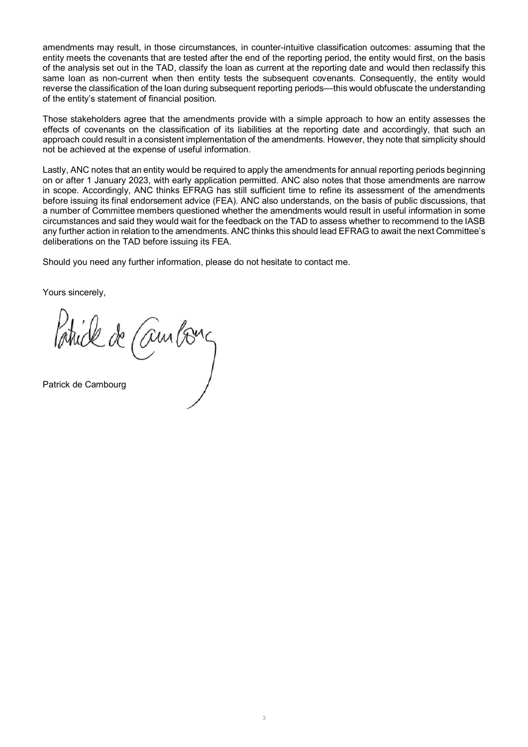amendments may result, in those circumstances, in counter-intuitive classification outcomes: assuming that the entity meets the covenants that are tested after the end of the reporting period, the entity would first, on the basis of the analysis set out in the TAD, classify the loan as current at the reporting date and would then reclassify this same loan as non-current when then entity tests the subsequent covenants. Consequently, the entity would reverse the classification of the loan during subsequent reporting periods—this would obfuscate the understanding of the entity's statement of financial position.

Those stakeholders agree that the amendments provide with a simple approach to how an entity assesses the effects of covenants on the classification of its liabilities at the reporting date and accordingly, that such an approach could result in a consistent implementation of the amendments. However, they note that simplicity should not be achieved at the expense of useful information.

Lastly, ANC notes that an entity would be required to apply the amendments for annual reporting periods beginning on or after 1 January 2023, with early application permitted. ANC also notes that those amendments are narrow in scope. Accordingly, ANC thinks EFRAG has still sufficient time to refine its assessment of the amendments before issuing its final endorsement advice (FEA). ANC also understands, on the basis of public discussions, that a number of Committee members questioned whether the amendments would result in useful information in some circumstances and said they would wait for the feedback on the TAD to assess whether to recommend to the IASB any further action in relation to the amendments. ANC thinks this should lead EFRAG to await the next Committee's deliberations on the TAD before issuing its FEA.

Should you need any further information, please do not hesitate to contact me.

Yours sincerely,

Patrick de Cambourg